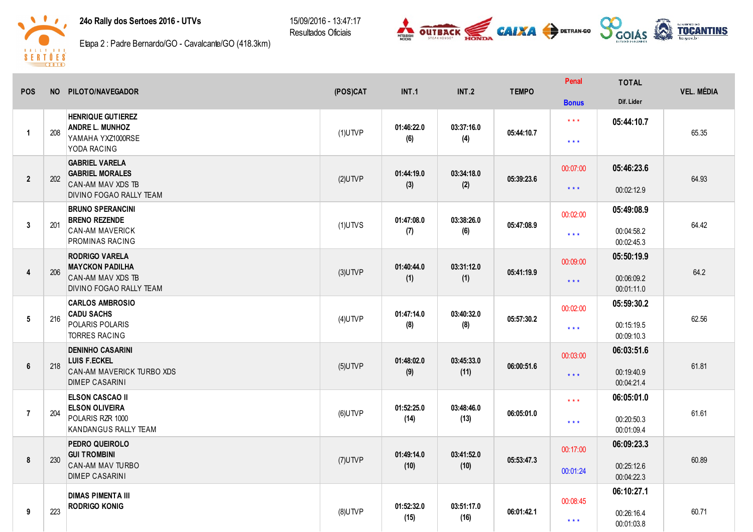**24o Rally dos Sertoes 2016 - UTVs**

Etapa 2 : Padre Bernardo/GO - Cavalcante/GO (418.3km)

15/09/2016 - 13:47:17
Resultados Oficiais

| POS | NO | PILOTO/NAVEGADOR | (POS)CAT | INT.1 | INT.2 | TEMPO | Penal / Bonus | TOTAL / Dif. Lider | VEL. MÉDIA |
|---|---|---|---|---|---|---|---|---|---|
| 1 | 208 | HENRIQUE GUTIEREZ<br>ANDRE L. MUNHOZ<br>YAMAHA YXZ1000RSE<br>YODA RACING | (1)UTVP | 01:46:22.0<br>(6) | 03:37:16.0<br>(4) | 05:44:10.7 | * * *<br>* * * | 05:44:10.7 | 65.35 |
| 2 | 202 | GABRIEL VARELA<br>GABRIEL MORALES<br>CAN-AM MAV XDS TB<br>DIVINO FOGAO RALLY TEAM | (2)UTVP | 01:44:19.0<br>(3) | 03:34:18.0<br>(2) | 05:39:23.6 | 00:07:00<br>* * * | 05:46:23.6<br>00:02:12.9 | 64.93 |
| 3 | 201 | BRUNO SPERANCINI<br>BRENO REZENDE<br>CAN-AM MAVERICK<br>PROMINAS RACING | (1)UTVS | 01:47:08.0<br>(7) | 03:38:26.0<br>(6) | 05:47:08.9 | 00:02:00<br>* * * | 05:49:08.9<br>00:04:58.2<br>00:02:45.3 | 64.42 |
| 4 | 206 | RODRIGO VARELA<br>MAYCKON PADILHA<br>CAN-AM MAV XDS TB<br>DIVINO FOGAO RALLY TEAM | (3)UTVP | 01:40:44.0<br>(1) | 03:31:12.0<br>(1) | 05:41:19.9 | 00:09:00<br>* * * | 05:50:19.9<br>00:06:09.2<br>00:01:11.0 | 64.2 |
| 5 | 216 | CARLOS AMBROSIO<br>CADU SACHS<br>POLARIS POLARIS<br>TORRES RACING | (4)UTVP | 01:47:14.0<br>(8) | 03:40:32.0<br>(8) | 05:57:30.2 | 00:02:00<br>* * * | 05:59:30.2<br>00:15:19.5<br>00:09:10.3 | 62.56 |
| 6 | 218 | DENINHO CASARINI<br>LUIS F.ECKEL<br>CAN-AM MAVERICK TURBO XDS<br>DIMEP CASARINI | (5)UTVP | 01:48:02.0<br>(9) | 03:45:33.0<br>(11) | 06:00:51.6 | 00:03:00<br>* * * | 06:03:51.6<br>00:19:40.9<br>00:04:21.4 | 61.81 |
| 7 | 204 | ELSON CASCAO II<br>ELSON OLIVEIRA<br>POLARIS RZR 1000<br>KANDANGUS RALLY TEAM | (6)UTVP | 01:52:25.0<br>(14) | 03:48:46.0<br>(13) | 06:05:01.0 | * * *<br>* * * | 06:05:01.0<br>00:20:50.3<br>00:01:09.4 | 61.61 |
| 8 | 230 | PEDRO QUEIROLO<br>GUI TROMBINI<br>CAN-AM MAV TURBO<br>DIMEP CASARINI | (7)UTVP | 01:49:14.0<br>(10) | 03:41:52.0<br>(10) | 05:53:47.3 | 00:17:00<br>00:01:24 | 06:09:23.3<br>00:25:12.6<br>00:04:22.3 | 60.89 |
| 9 | 223 | DIMAS PIMENTA III<br>RODRIGO KONIG | (8)UTVP | 01:52:32.0<br>(15) | 03:51:17.0<br>(16) | 06:01:42.1 | 00:08:45<br>* * * | 06:10:27.1<br>00:26:16.4<br>00:01:03.8 | 60.71 |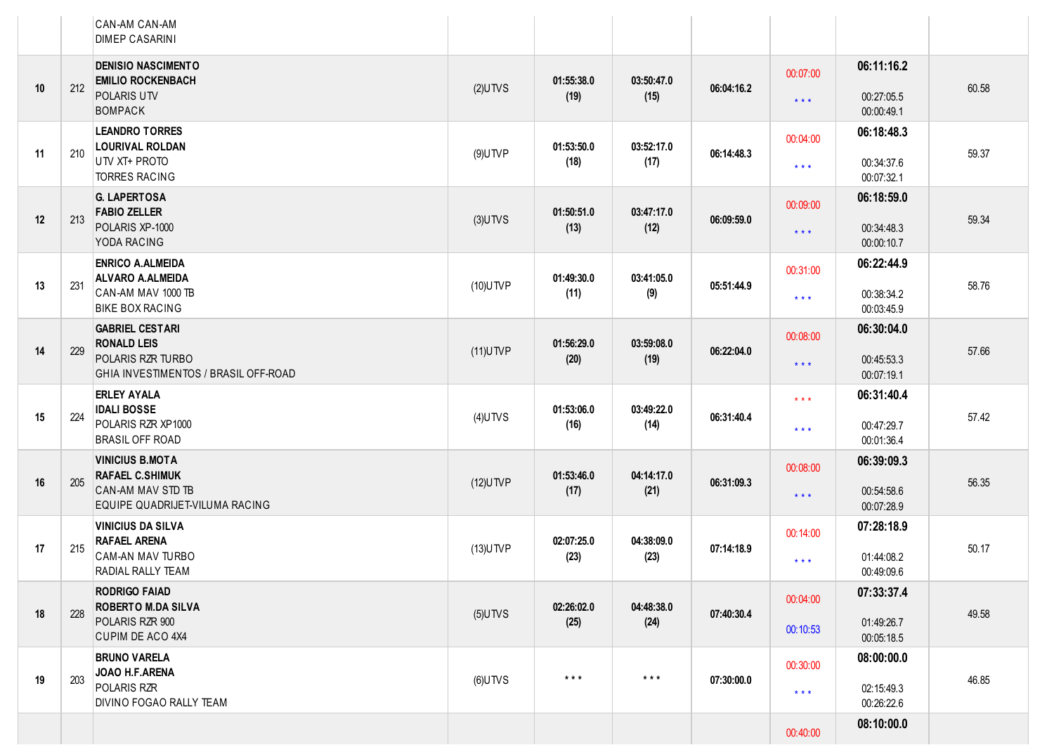| | | | | | | | | | |
|---|---|---|---|---|---|---|---|---|---|
| | | CAN-AM CAN-AM<br>DIMEP CASARINI | | | | | | | |
| 10 | 212 | **DENISIO NASCIMENTO**<br>**EMILIO ROCKENBACH**<br>POLARIS UTV<br>BOMPACK | (2)UTVS | **01:55:38.0**<br>**(19)** | **03:50:47.0**<br>**(15)** | **06:04:16.2** | 00:07:00<br>* * * | **06:11:16.2**<br>00:27:05.5<br>00:00:49.1 | 60.58 |
| 11 | 210 | **LEANDRO TORRES**<br>**LOURIVAL ROLDAN**<br>UTV XT+ PROTO<br>TORRES RACING | (9)UTVP | **01:53:50.0**<br>**(18)** | **03:52:17.0**<br>**(17)** | **06:14:48.3** | 00:04:00<br>* * * | **06:18:48.3**<br>00:34:37.6<br>00:07:32.1 | 59.37 |
| 12 | 213 | **G. LAPERTOSA**<br>**FABIO ZELLER**<br>POLARIS XP-1000<br>YODA RACING | (3)UTVS | **01:50:51.0**<br>**(13)** | **03:47:17.0**<br>**(12)** | **06:09:59.0** | 00:09:00<br>* * * | **06:18:59.0**<br>00:34:48.3<br>00:00:10.7 | 59.34 |
| 13 | 231 | **ENRICO A.ALMEIDA**<br>**ALVARO A.ALMEIDA**<br>CAN-AM MAV 1000 TB<br>BIKE BOX RACING | (10)UTVP | **01:49:30.0**<br>**(11)** | **03:41:05.0**<br>**(9)** | **05:51:44.9** | 00:31:00<br>* * * | **06:22:44.9**<br>00:38:34.2<br>00:03:45.9 | 58.76 |
| 14 | 229 | **GABRIEL CESTARI**<br>**RONALD LEIS**<br>POLARIS RZR TURBO<br>GHIA INVESTIMENTOS / BRASIL OFF-ROAD | (11)UTVP | **01:56:29.0**<br>**(20)** | **03:59:08.0**<br>**(19)** | **06:22:04.0** | 00:08:00<br>* * * | **06:30:04.0**<br>00:45:53.3<br>00:07:19.1 | 57.66 |
| 15 | 224 | **ERLEY AYALA**<br>**IDALI BOSSE**<br>POLARIS RZR XP1000<br>BRASIL OFF ROAD | (4)UTVS | **01:53:06.0**<br>**(16)** | **03:49:22.0**<br>**(14)** | **06:31:40.4** | * * *<br>* * * | **06:31:40.4**<br>00:47:29.7<br>00:01:36.4 | 57.42 |
| 16 | 205 | **VINICIUS B.MOTA**<br>**RAFAEL C.SHIMUK**<br>CAN-AM MAV STD TB<br>EQUIPE QUADRIJET-VILUMA RACING | (12)UTVP | **01:53:46.0**<br>**(17)** | **04:14:17.0**<br>**(21)** | **06:31:09.3** | 00:08:00<br>* * * | **06:39:09.3**<br>00:54:58.6<br>00:07:28.9 | 56.35 |
| 17 | 215 | **VINICIUS DA SILVA**<br>**RAFAEL ARENA**<br>CAM-AN MAV TURBO<br>RADIAL RALLY TEAM | (13)UTVP | **02:07:25.0**<br>**(23)** | **04:38:09.0**<br>**(23)** | **07:14:18.9** | 00:14:00<br>* * * | **07:28:18.9**<br>01:44:08.2<br>00:49:09.6 | 50.17 |
| 18 | 228 | **RODRIGO FAIAD**<br>**ROBERTO M.DA SILVA**<br>POLARIS RZR 900<br>CUPIM DE ACO 4X4 | (5)UTVS | **02:26:02.0**<br>**(25)** | **04:48:38.0**<br>**(24)** | **07:40:30.4** | 00:04:00<br>00:10:53 | **07:33:37.4**<br>01:49:26.7<br>00:05:18.5 | 49.58 |
| 19 | 203 | **BRUNO VARELA**<br>**JOAO H.F.ARENA**<br>POLARIS RZR<br>DIVINO FOGAO RALLY TEAM | (6)UTVS | * * * | * * * | **07:30:00.0** | 00:30:00<br>* * * | **08:00:00.0**<br>02:15:49.3<br>00:26:22.6 | 46.85 |
| | | | | | | | 00:40:00 | **08:10:00.0** | |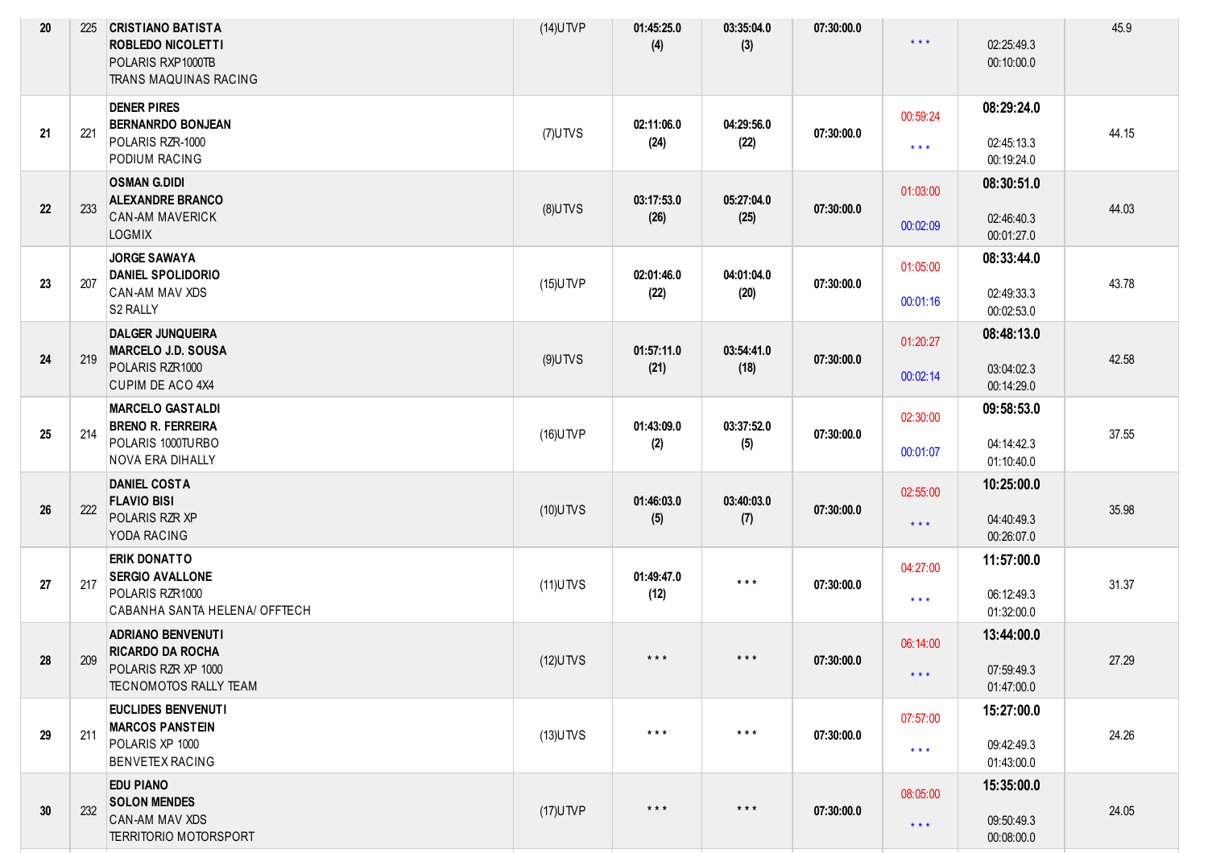| | | | | | | | | | |
|---|---|---|---|---|---|---|---|---|---|
| 20 | 225 | **CRISTIANO BATISTA**<br>**ROBLEDO NICOLETTI**<br>POLARIS RXP1000TB<br>TRANS MAQUINAS RACING | (14)UTVP | **01:45:25.0**<br>**(4)** | **03:35:04.0**<br>**(3)** | **07:30:00.0** | * * * | 02:25:49.3<br>00:10:00.0 | 45.9 |
| 21 | 221 | **DENER PIRES**<br>**BERNANRDO BONJEAN**<br>POLARIS RZR-1000<br>PODIUM RACING | (7)UTVS | **02:11:06.0**<br>**(24)** | **04:29:56.0**<br>**(22)** | **07:30:00.0** | 00:59:24<br>* * * | **08:29:24.0**<br>02:45:13.3<br>00:19:24.0 | 44.15 |
| 22 | 233 | **OSMAN G.DIDI**<br>**ALEXANDRE BRANCO**<br>CAN-AM MAVERICK<br>LOGMIX | (8)UTVS | **03:17:53.0**<br>**(26)** | **05:27:04.0**<br>**(25)** | **07:30:00.0** | 01:03:00<br>00:02:09 | **08:30:51.0**<br>02:46:40.3<br>00:01:27.0 | 44.03 |
| 23 | 207 | **JORGE SAWAYA**<br>**DANIEL SPOLIDORIO**<br>CAN-AM MAV XDS<br>S2 RALLY | (15)UTVP | **02:01:46.0**<br>**(22)** | **04:01:04.0**<br>**(20)** | **07:30:00.0** | 01:05:00<br>00:01:16 | **08:33:44.0**<br>02:49:33.3<br>00:02:53.0 | 43.78 |
| 24 | 219 | **DALGER JUNQUEIRA**<br>**MARCELO J.D. SOUSA**<br>POLARIS RZR1000<br>CUPIM DE ACO 4X4 | (9)UTVS | **01:57:11.0**<br>**(21)** | **03:54:41.0**<br>**(18)** | **07:30:00.0** | 01:20:27<br>00:02:14 | **08:48:13.0**<br>03:04:02.3<br>00:14:29.0 | 42.58 |
| 25 | 214 | **MARCELO GASTALDI**<br>**BRENO R. FERREIRA**<br>POLARIS 1000TURBO<br>NOVA ERA DIHALLY | (16)UTVP | **01:43:09.0**<br>**(2)** | **03:37:52.0**<br>**(5)** | **07:30:00.0** | 02:30:00<br>00:01:07 | **09:58:53.0**<br>04:14:42.3<br>01:10:40.0 | 37.55 |
| 26 | 222 | **DANIEL COSTA**<br>**FLAVIO BISI**<br>POLARIS RZR XP<br>YODA RACING | (10)UTVS | **01:46:03.0**<br>**(5)** | **03:40:03.0**<br>**(7)** | **07:30:00.0** | 02:55:00<br>* * * | **10:25:00.0**<br>04:40:49.3<br>00:26:07.0 | 35.98 |
| 27 | 217 | **ERIK DONATTO**<br>**SERGIO AVALLONE**<br>POLARIS RZR1000<br>CABANHA SANTA HELENA/ OFFTECH | (11)UTVS | **01:49:47.0**<br>**(12)** | * * * | **07:30:00.0** | 04:27:00<br>* * * | **11:57:00.0**<br>06:12:49.3<br>01:32:00.0 | 31.37 |
| 28 | 209 | **ADRIANO BENVENUTI**<br>**RICARDO DA ROCHA**<br>POLARIS RZR XP 1000<br>TECNOMOTOS RALLY TEAM | (12)UTVS | * * * | * * * | **07:30:00.0** | 06:14:00<br>* * * | **13:44:00.0**<br>07:59:49.3<br>01:47:00.0 | 27.29 |
| 29 | 211 | **EUCLIDES BENVENUTI**<br>**MARCOS PANSTEIN**<br>POLARIS XP 1000<br>BENVETEX RACING | (13)UTVS | * * * | * * * | **07:30:00.0** | 07:57:00<br>* * * | **15:27:00.0**<br>09:42:49.3<br>01:43:00.0 | 24.26 |
| 30 | 232 | **EDU PIANO**<br>**SOLON MENDES**<br>CAN-AM MAV XDS<br>TERRITORIO MOTORSPORT | (17)UTVP | * * * | * * * | **07:30:00.0** | 08:05:00<br>* * * | **15:35:00.0**<br>09:50:49.3<br>00:08:00.0 | 24.05 |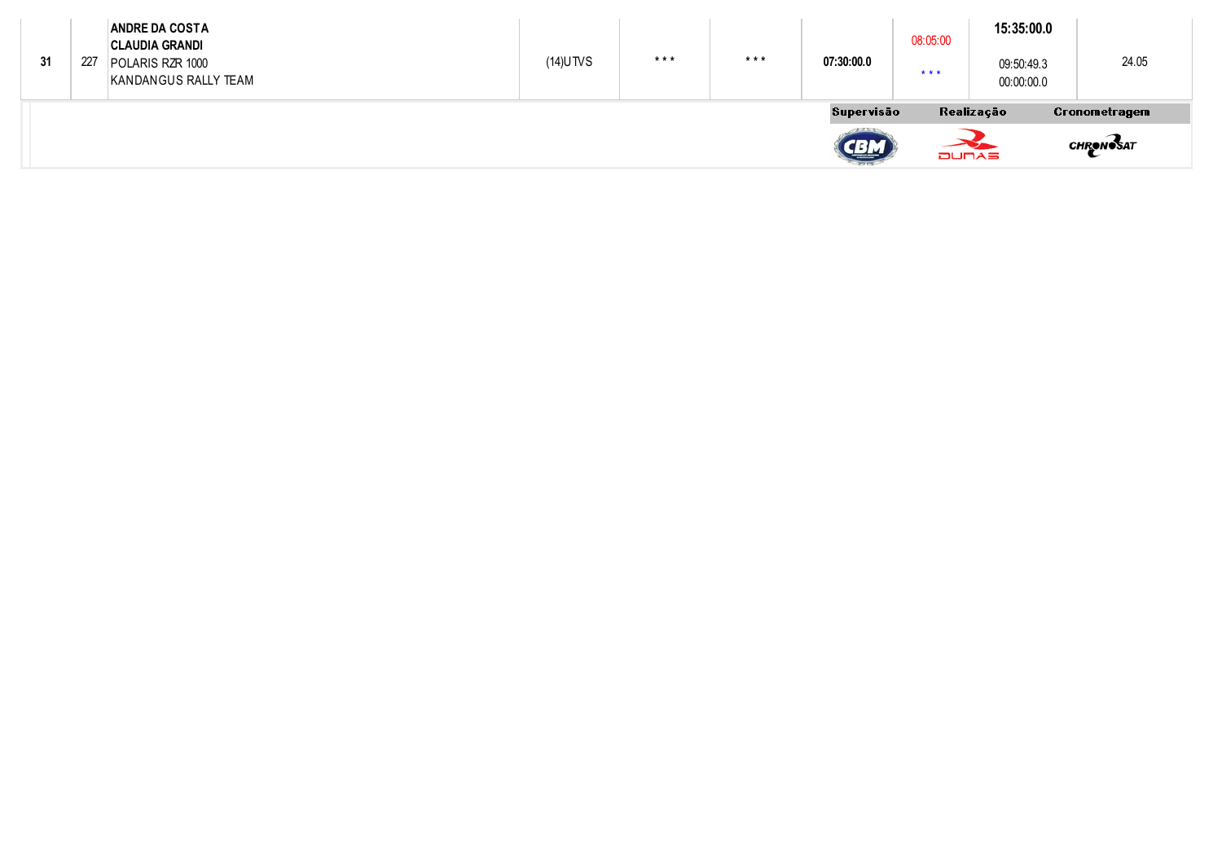| | | | | | | | | | |
|---|---|---|---|---|---|---|---|---|---|
| 31 | 227 | **ANDRE DA COSTA**<br>**CLAUDIA GRANDI**<br>POLARIS RZR 1000<br>KANDANGUS RALLY TEAM | (14)UTVS | * * * | * * * | **07:30:00.0** | 08:05:00<br><br>* * * | **15:35:00.0**<br><br>09:50:49.3<br>00:00:00.0 | 24.05 |

| Supervisão | Realização | Cronometragem |
|---|---|---|
| CBM | DUNAS | CHRONOSAT |